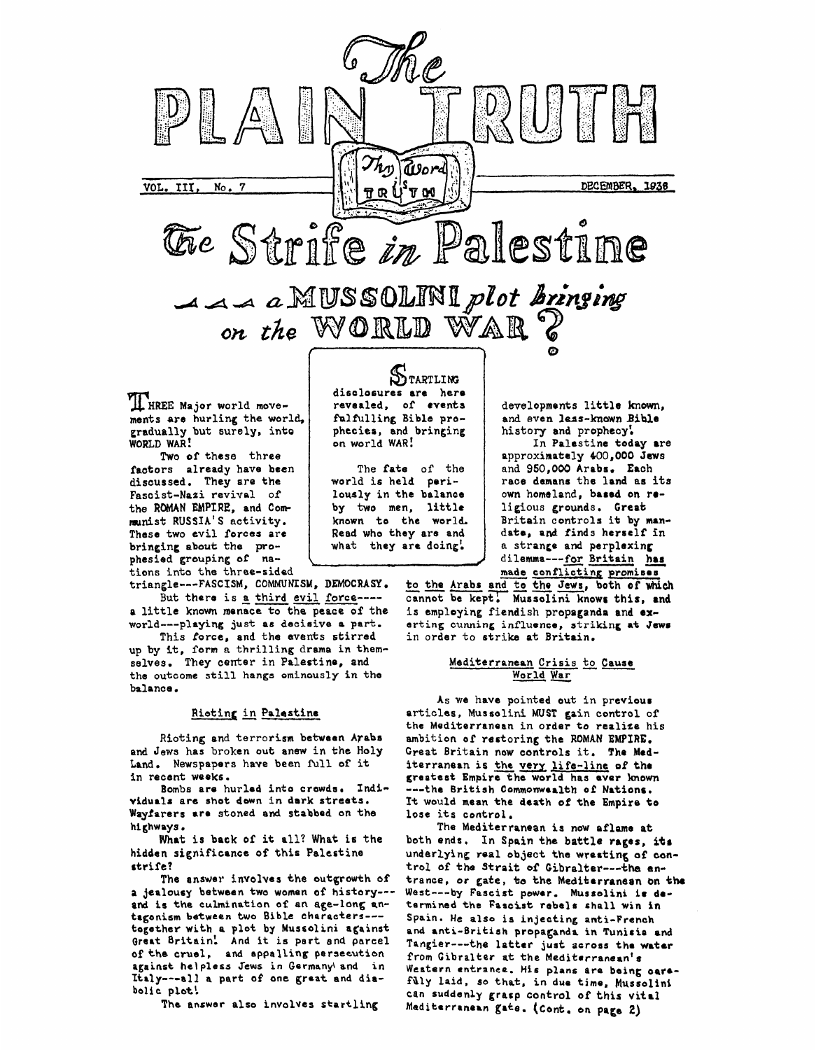# The PLAIN TRUTH

Thy Word is TRUTH

VOL. III, No. 7 — DECEMBER, 1938

# The Strife in Palestine

## ...a MUSSOLINI plot bringing on the WORLD WAR?

**STARTLING** disclosures are here revealed, of events fulfilling Bible prophecies, and bringing on world WAR!

The fate of the world is held perilously in the balance by two men, little known to the world. Read who they are and what they are doing!

THREE Major world movements are hurling the world, gradually but surely, into WORLD WAR!

Two of these three factors already have been discussed. They are the Fascist-Nazi revival of the ROMAN EMPIRE, and Communist RUSSIA'S activity. These two evil forces are bringing about the prophesied grouping of nations into the three-sided triangle---FASCISM, COMMUNISM, DEMOCRASY.

But there is a third evil force----a little known menace to the peace of the world---playing just as decisive a part.

This force, and the events stirred up by it, form a thrilling drama in themselves. They center in Palestine, and the outcome still hangs ominously in the balance.

### Rioting in Palestine

Rioting and terrorism between Arabs and Jews has broken out anew in the Holy Land. Newspapers have been full of it in recent weeks.

Bombs are hurled into crowds. Individuals are shot down in dark streets. Wayfarers are stoned and stabbed on the highways.

What is back of it all? What is the hidden significance of this Palestine strife?

The answer involves the outgrowth of a jealousy between two women of history---and is the culmination of an age-long antagonism between two Bible characters---together with a plot by Mussolini against Great Britain! And it is part and parcel of the cruel, and appalling persecution against helpless Jews in Germany and in Italy---all a part of one great and diabolic plot!

The answer also involves startling developments little known, and even less-known Bible history and prophecy!

In Palestine today are approximately 400,000 Jews and 950,000 Arabs. Each race demans the land as its own homeland, based on religious grounds. Great Britain controls it by mandate, and finds herself in a strange and perplexing dilemma---for Britain has made conflicting promises to the Arabs and to the Jews, both of which cannot be kept! Mussolini knows this, and is employing fiendish propaganda and exerting cunning influence, striking at Jews in order to strike at Britain.

### Mediterranean Crisis to Cause World War

As we have pointed out in previous articles, Mussolini MUST gain control of the Mediterranean in order to realize his ambition of restoring the ROMAN EMPIRE. Great Britain now controls it. The Mediterranean is the very life-line of the greatest Empire the world has ever known ---the British Commonwealth of Nations. It would mean the death of the Empire to lose its control.

The Mediterranean is now aflame at both ends. In Spain the battle rages, its underlying real object the wresting of control of the Strait of Gibralter---the entrance, or gate, to the Mediterranean on the West---by Fascist power. Mussolini is determined the Fascist rebels shall win in Spain. He also is injecting anti-French and anti-British propaganda in Tunisia and Tangier---the latter just across the water from Gibralter at the Mediterranean's Western entrance. His plans are being carefully laid, so that, in due time, Mussolini can suddenly grasp control of this vital Mediterranean gate. (Cont. on page 2)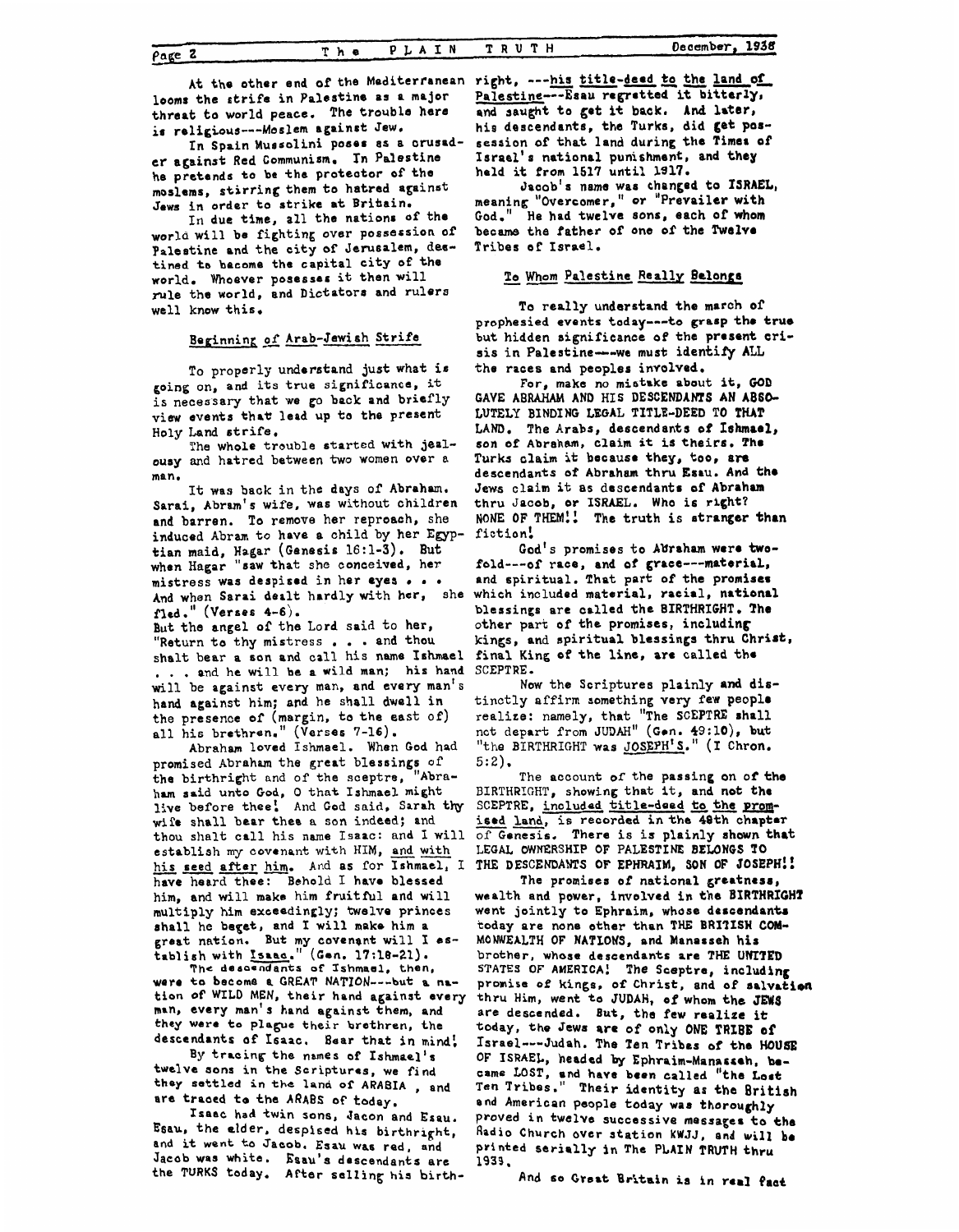At the other end of the Mediterranean looms the strife in Palestine as a major threat to world peace. The trouble here is religious---Moslem against Jew.

In Spain Mussolini poses as a crusader against Red Communism. In Palestine he pretends to be the protector of the moslems, stirring them to hatred against Jews in order to strike at Britain.

In due time, all the nations of the world will be fighting over possession of Palestine and the city of Jerusalem, destined to become the capital city of the world. Whoever posesses it then will rule the world, and Dictators and rulers well know this.

## Beginning of Arab-Jewish Strife

To properly understand just what is going on, and its true significance, it is necessary that we go back and briefly view events that lead up to the present Holy Land strife.

The whole trouble started with jealousy and hatred between two women over a man.

It was back in the days of Abraham. Sarai, Abram's wife, was without children and barren. To remove her reproach, she induced Abram to have a child by her Egyptian maid, Hagar (Genesis 16:1-3). But when Hagar "saw that she conceived, her mistress was despised in her eyes . . . And when Sarai dealt hardly with her, she fled." (Verses 4-6).
But the angel of the Lord said to her, "Return to thy mistress . . . and thou shalt bear a son and call his name Ishmael . . . and he will be a wild man; his hand will be against every man, and every man's hand against him; and he shall dwell in the presence of (margin, to the east of) all his brethren." (Verses 7-16).

Abraham loved Ishmael. When God had promised Abraham the great blessings of the birthright and of the sceptre, "Abraham said unto God, O that Ishmael might live before thee! And God said, Sarah thy wife shall bear thee a son indeed; and thou shalt call his name Isaac: and I will establish my covenant with HIM, and with his seed after him. And as for Ishmael, I have heard thee: Behold I have blessed him, and will make him fruitful and will multiply him exceedingly; twelve princes shall he beget, and I will make him a great nation. But my covenant will I establish with Isaac." (Gen. 17:18-21).

The descendants of Ishmael, then, were to become a GREAT NATION---but a nation of WILD MEN, their hand against every man, every man's hand against them, and they were to plague their brethren, the descendants of Isaac. Bear that in mind!

By tracing the names of Ishmael's twelve sons in the Scriptures, we find they settled in the land of ARABIA , and are traced to the ARABS of today.

Isaac had twin sons, Jacob and Esau. Esau, the elder, despised his birthright, and it went to Jacob. Esau was red, and Jacob was white. Esau's descendants are the TURKS today. After selling his birthright, ---his title-deed to the land of Palestine---Esau regretted it bitterly, and saught to get it back. And later, his descendants, the Turks, did get possession of that land during the Times of Israel's national punishment, and they held it from 1517 until 1917.

Jacob's name was changed to ISRAEL, meaning "Overcomer," or "Prevailer with God." He had twelve sons, each of whom became the father of one of the Twelve Tribes of Israel.

## To Whom Palestine Really Belongs

To really understand the march of prophesied events today---to grasp the true but hidden significance of the present crisis in Palestine---we must identify ALL the races and peoples involved.

For, make no mistake about it, GOD GAVE ABRAHAM AND HIS DESCENDANTS AN ABSOLUTELY BINDING LEGAL TITLE-DEED TO THAT LAND. The Arabs, descendants of Ishmael, son of Abraham, claim it is theirs. The Turks claim it because they, too, are descendants of Abraham thru Esau. And the Jews claim it as descendants of Abraham thru Jacob, or ISRAEL. Who is right? NONE OF THEM!! The truth is stranger than fiction!

God's promises to Abraham were twofold---of race, and of grace---material, and spiritual. That part of the promises which included material, racial, national blessings are called the BIRTHRIGHT. The other part of the promises, including kings, and spiritual blessings thru Christ, final King of the line, are called the SCEPTRE.

Now the Scriptures plainly and distinctly affirm something very few people realize: namely, that "The SCEPTRE shall not depart from JUDAH" (Gen. 49:10), but "the BIRTHRIGHT was JOSEPH'S." (I Chron. 5:2).

The account of the passing on of the BIRTHRIGHT, showing that it, and not the SCEPTRE, included title-deed to the promised land, is recorded in the 48th chapter of Genesis. There is is plainly shown that LEGAL OWNERSHIP OF PALESTINE BELONGS TO THE DESCENDANTS OF EPHRAIM, SON OF JOSEPH!!

The promises of national greatness, wealth and power, involved in the BIRTHRIGHT went jointly to Ephraim, whose descendants today are none other than THE BRITISH COMMONWEALTH OF NATIONS, and Manasseh his brother, whose descendants are THE UNITED STATES OF AMERICA! The Sceptre, including promise of kings, of Christ, and of salvation thru Him, went to JUDAH, of whom the JEWS are descended. But, the few realize it today, the Jews are of only ONE TRIBE of Israel---Judah. The Ten Tribes of the HOUSE OF ISRAEL, headed by Ephraim-Manasseh, became LOST, and have been called "the Lost Ten Tribes." Their identity as the British and American people today was thoroughly proved in twelve successive messages to the Radio Church over station KWJJ, and will be printed serially in The PLAIN TRUTH thru 1939.

And so Great Britain is in real fact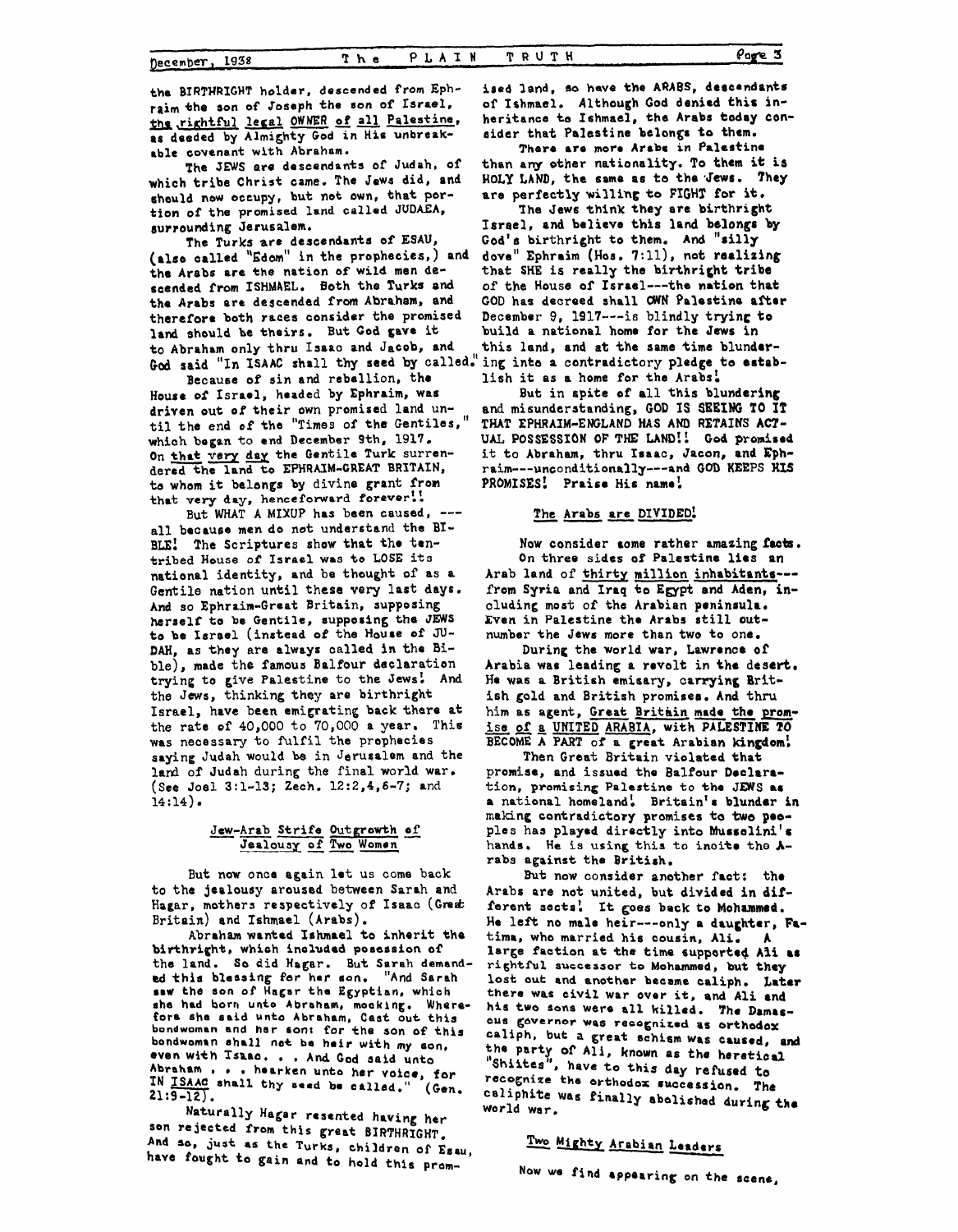the BIRTHRIGHT holder, descended from Ephraim the son of Joseph the son of Israel, the rightful legal OWNER of all Palestine, as deeded by Almighty God in His unbreakable covenant with Abraham.

The JEWS are descendants of Judah, of which tribe Christ came. The Jews did, and should now occupy, but not own, that portion of the promised land called JUDAEA, surrounding Jerusalem.

The Turks are descendants of ESAU, (also called "Edom" in the prophecies,) and the Arabs are the nation of wild men descended from ISHMAEL. Both the Turks and the Arabs are descended from Abraham, and therefore both races consider the promised land should be theirs. But God gave it to Abraham only thru Isaac and Jacob, and God said "In ISAAC shall thy seed by called."

Because of sin and rebellion, the House of Israel, headed by Ephraim, was driven out of their own promised land until the end of the "Times of the Gentiles," which began to end December 9th, 1917. On that very day the Gentile Turk surrendered the land to EPHRAIM-GREAT BRITAIN, to whom it belongs by divine grant from that very day, henceforward forever!!

But WHAT A MIXUP has been caused, ---all because men do not understand the BIBLE! The Scriptures show that the ten-tribed House of Israel was to LOSE its national identity, and be thought of as a Gentile nation until these very last days. And so Ephraim-Great Britain, supposing herself to be Gentile, supposing the JEWS to be Israel (instead of the House of JUDAH, as they are always called in the Bible), made the famous Balfour declaration trying to give Palestine to the Jews! And the Jews, thinking they are birthright Israel, have been emigrating back there at the rate of 40,000 to 70,000 a year. This was necessary to fulfil the prophecies saying Judah would be in Jerusalem and the land of Judah during the final world war. (See Joel 3:1-13; Zech. 12:2,4,6-7; and 14:14).

## Jew-Arab Strife Outgrowth of Jealousy of Two Women

But now once again let us come back to the jealousy aroused between Sarah and Hagar, mothers respectively of Isaac (Great Britain) and Ishmael (Arabs).

Abraham wanted Ishmael to inherit the birthright, which included posession of the land. So did Hagar. But Sarah demanded this blessing for her son. "And Sarah saw the son of Hagar the Egyptian, which she had born unto Abraham, mocking. Wherefore she said unto Abraham, Cast out this bondwoman and her son: for the son of this bondwoman shall not be heir with my son, even with Isaac. . . And God said unto Abraham . . . hearken unto her voice, for IN ISAAC shall thy seed be called." (Gen. 21:9-12).

Naturally Hagar resented having her son rejected from this great BIRTHRIGHT. And so, just as the Turks, children of Esau, have fought to gain and to hold this promised land, so have the ARABS, descendants of Ishmael. Although God denied this inheritance to Ishmael, the Arabs today consider that Palestine belongs to them.

There are more Arabs in Palestine than any other nationality. To them it is HOLY LAND, the same as to the Jews. They are perfectly willing to FIGHT for it.

The Jews think they are birthright Israel, and believe this land belongs by God's birthright to them. And "silly dove" Ephraim (Hos. 7:11), not realizing that SHE is really the birthright tribe of the House of Israel---the nation that GOD has decreed shall OWN Palestine after December 9, 1917---is blindly trying to build a national home for the Jews in this land, and at the same time blundering into a contradictory pledge to establish it as a home for the Arabs!

But in spite of all this blundering and misunderstanding, GOD IS SEEING TO IT THAT EPHRAIM-ENGLAND HAS AND RETAINS ACTUAL POSSESSION OF THE LAND!! God promised it to Abraham, thru Isaac, Jacon, and Ephraim---unconditionally---and GOD KEEPS HIS PROMISES! Praise His name!

## The Arabs are DIVIDED!

Now consider some rather amazing facts. On three sides of Palestine lies an Arab land of thirty million inhabitants---from Syria and Iraq to Egypt and Aden, including most of the Arabian peninsula. Even in Palestine the Arabs still outnumber the Jews more than two to one.

During the world war, Lawrence of Arabia was leading a revolt in the desert. He was a British emisary, carrying British gold and British promises. And thru him as agent, Great Britain made the promise of a UNITED ARABIA, with PALESTINE TO BECOME A PART of a great Arabian kingdom!

Then Great Britain violated that promise, and issued the Balfour Declaration, promising Palestine to the JEWS as a national homeland! Britain's blunder in making contradictory promises to two peoples has played directly into Mussolini's hands. He is using this to incite the Arabs against the British.

But now consider another fact: the Arabs are not united, but divided in different sects! It goes back to Mohammed. He left no male heir---only a daughter, Fatima, who married his cousin, Ali. A large faction at the time supported Ali as rightful successor to Mohammed, but they lost out and another became caliph. Later there was civil war over it, and Ali and his two sons were all killed. The Damascus governor was recognized as orthodox caliph, but a great schism was caused, and the party of Ali, known as the heretical "Shiites", have to this day refused to recognize the orthodox succession. The caliphite was finally abolished during the world war.

## Two Mighty Arabian Leaders

Now we find appearing on the scene,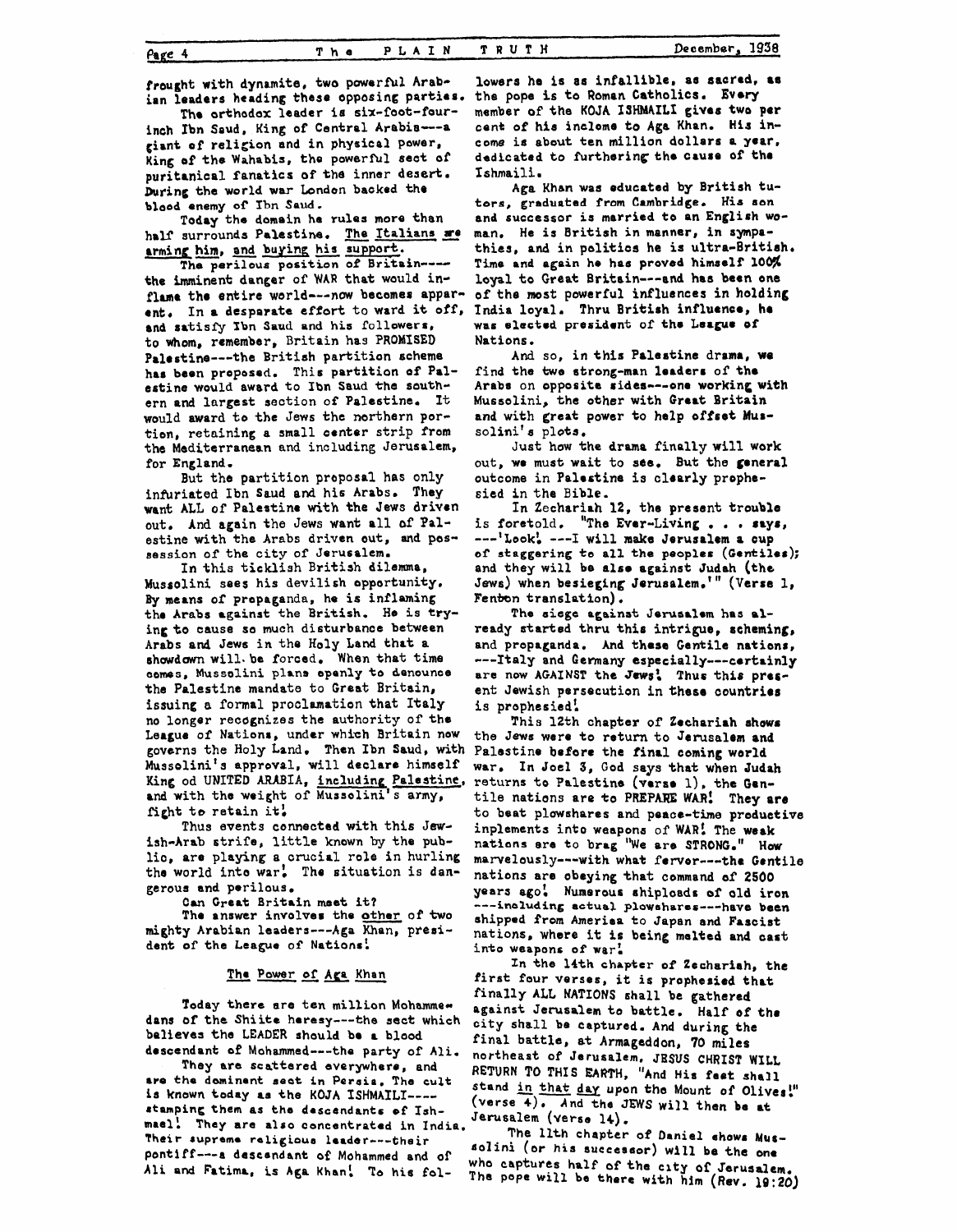fraught with dynamite, two powerful Arabian leaders heading these opposing parties.

The orthodox leader is six-foot-four-inch Ibn Saud, King of Central Arabia---a giant of religion and in physical power, King of the Wahabis, the powerful sect of puritanical fanatics of the inner desert. During the world war London backed the blood enemy of Ibn Saud.

Today the domain he rules more than half surrounds Palestine. The Italians are arming him, and buying his support.

The perilous position of Britain----the imminent danger of WAR that would inflame the entire world---now becomes apparent. In a desparate effort to ward it off, and satisfy Ibn Saud and his followers, to whom, remember, Britain has PROMISED Palestine---the British partition scheme has been proposed. This partition of Palestine would award to Ibn Saud the southern and largest section of Palestine. It would award to the Jews the northern portion, retaining a small center strip from the Mediterranean and including Jerusalem, for England.

But the partition proposal has only infuriated Ibn Saud and his Arabs. They want ALL of Palestine with the Jews driven out. And again the Jews want all of Palestine with the Arabs driven out, and possession of the city of Jerusalem.

In this ticklish British dilemma, Mussolini sees his devilish opportunity. By means of propaganda, he is inflaming the Arabs against the British. He is trying to cause so much disturbance between Arabs and Jews in the Holy Land that a showdown will be forced. When that time comes, Mussolini plans openly to denounce the Palestine mandate to Great Britain, issuing a formal proclamation that Italy no longer recognizes the authority of the League of Nations, under which Britain now governs the Holy Land. Then Ibn Saud, with Mussolini's approval, will declare himself King od UNITED ARABIA, including Palestine, and with the weight of Mussolini's army, fight to retain it!

Thus events connected with this Jewish-Arab strife, little known by the public, are playing a crucial role in hurling the world into war! The situation is dangerous and perilous.

Can Great Britain meet it?

The answer involves the other of two mighty Arabian leaders---Aga Khan, president of the League of Nations!

## The Power of Aga Khan

Today there are ten million Mohammedans of the Shiite heresy---the sect which believes the LEADER should be a blood descendant of Mohammed---the party of Ali.

They are scattered everywhere, and are the dominant sect in Persia. The cult is known today as the KOJA ISHMAILI----stamping them as the descendants of Ishmael! They are also concentrated in India. Their supreme religious leader---their pontiff---a descendant of Mohammed and of Ali and Fatima, is Aga Khan! To his followers he is as infallible, as sacred, as the pope is to Roman Catholics. Every member of the KOJA ISHMAILI gives two per cent of his inclome to Aga Khan. His income is about ten million dollars a year, dedicated to furthering the cause of the Ishmaili.

Aga Khan was educated by British tutors, graduated from Cambridge. His son and successor is married to an English woman. He is British in manner, in sympathies, and in politics he is ultra-British. Time and again he has proved himself 100% loyal to Great Britain---and has been one of the most powerful influences in holding India loyal. Thru British influence, he was elected president of the League of Nations.

And so, in this Palestine drama, we find the two strong-man leaders of the Arabs on opposite sides---one working with Mussolini, the other with Great Britain and with great power to help offset Mussolini's plots.

Just how the drama finally will work out, we must wait to see. But the general outcome in Palestine is clearly prophesied in the Bible.

In Zechariah 12, the present trouble is foretold. "The Ever-Living . . . says, ---'Look! ---I will make Jerusalem a cup of staggering to all the peoples (Gentiles); and they will be also against Judah (the Jews) when besieging Jerusalem.'" (Verse 1, Fenton translation).

The siege against Jerusalem has already started thru this intrigue, scheming, and propaganda. And these Gentile nations, ---Italy and Germany especially---certainly are now AGAINST the Jews! Thus this present Jewish persecution in these countries is prophesied!

This 12th chapter of Zechariah shows the Jews were to return to Jerusalem and Palestine before the final coming world war. In Joel 3, God says that when Judah returns to Palestine (verse 1), the Gentile nations are to PREPARE WAR! They are to beat plowshares and peace-time productive inplements into weapons of WAR! The weak nations are to brag "We are STRONG." How marvelously---with what fervor---the Gentile nations are obeying that command of 2500 years ago! Numerous shiploads of old iron ---including actual plowshares---have been shipped from America to Japan and Fascist nations, where it is being melted and cast into weapons of war!

In the 14th chapter of Zechariah, the first four verses, it is prophesied that finally ALL NATIONS shall be gathered against Jerusalem to battle. Half of the city shall be captured. And during the final battle, at Armageddon, 70 miles northeast of Jerusalem, JESUS CHRIST WILL RETURN TO THIS EARTH, "And His feet shall stand in that day upon the Mount of Olives!" (verse 4). And the JEWS will then be at Jerusalem (verse 14).

The 11th chapter of Daniel shows Mussolini (or his successor) will be the one who captures half of the city of Jerusalem. The pope will be there with him (Rev. 19:20)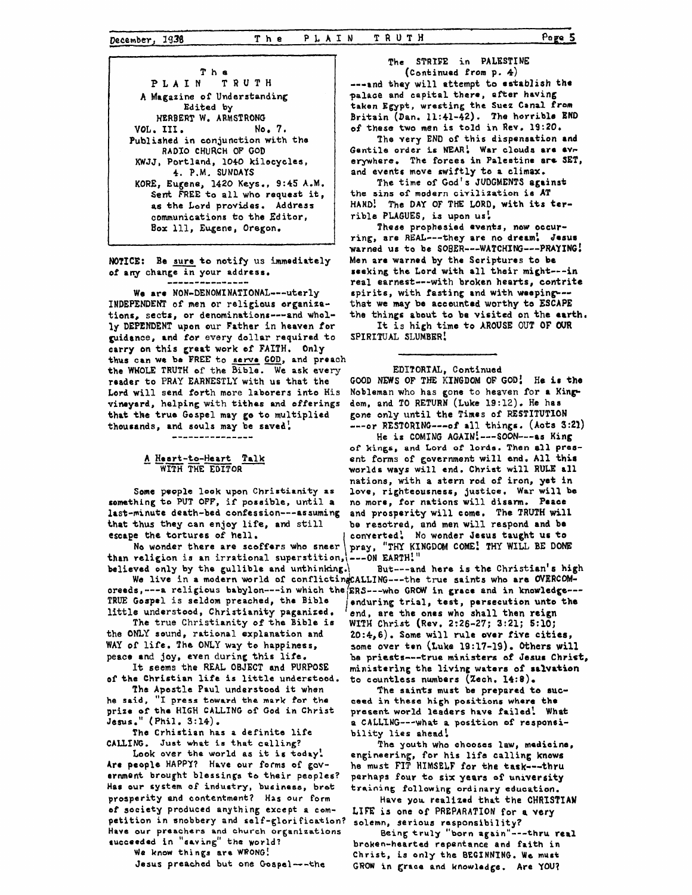The
PLAIN TRUTH
A Magazine of Understanding
Edited by
HERBERT W. ARMSTRONG
VOL. III. No. 7.
Published in conjunction with the
RADIO CHURCH OF GOD
KWJJ, Portland, 1040 kilocycles,
4. P.M. SUNDAYS
KORE, Eugene, 1420 Keys., 9:45 A.M.
Sent FREE to all who request it,
as the Lord provides. Address
communications to the Editor,
Box 111, Eugene, Oregon.

NOTICE: Be sure to notify us immediately of any change in your address.

---

We are NON-DENOMINATIONAL---uterly INDEPENDENT of men or religious organizations, sects, or denominations---and wholly DEPENDENT upon our Father in heaven for guidance, and for every dollar required to carry on this great work of FAITH. Only thus can we be FREE to serve GOD, and preach the WHOLE TRUTH of the Bible. We ask every reader to PRAY EARNESTLY with us that the Lord will send forth more laborers into His vineyard, helping with tithes and offerings that the true Gospel may go to multiplied thousands, and souls may be saved!

---

## A Heart-to-Heart Talk WITH THE EDITOR

Some people look upon Christianity as something to PUT OFF, if possible, until a last-minute death-bed confession---assuming that thus they can enjoy life, and still escape the tortures of hell.

No wonder there are scoffers who sneer than religion is an irrational superstition, believed only by the gullible and unthinking.

We live in a modern world of conflicting creeds,---a religious babylon---in which the TRUE Gospel is seldom preached, the Bible little understood, Christianity paganized.

The true Christianity of the Bible is the ONLY sound, rational explanation and WAY of life. The ONLY way to happiness, peace and joy, even during this life.

It seems the REAL OBJECT and PURPOSE of the Christian life is little understood.

The Apostle Paul understood it when he said, "I press toward the mark for the prize of the HIGH CALLING of God in Christ Jesus." (Phil. 3:14).

The Crhistian has a definite life CALLING. Just what is that calling?

Look over the world as it is today! Are people HAPPY? Have our forms of government brought blessings to their peoples? Has our system of industry, business, brot prosperity and contentment? Has our form of society produced anything except a competition in snobbery and self-glorification? Have our preachers and church organizations succeeded in "saving" the world?

We know things are WRONG!

Jesus preached but one Gospel---the

## The STRIFE in PALESTINE
(Continued from p. 4)

---and they will attempt to establish the palace and capital there, after having taken Egypt, wresting the Suez Canal from Britain (Dan. 11:41-42). The horrible END of these two men is told in Rev. 19:20.

The very END of this dispensation and Gentile order is NEAR! War clouds are everywhere. The forces in Palestine are SET, and events move swiftly to a climax.

The time of God's JUDGMENTS against the sins of modern civilization is AT HAND! The DAY OF THE LORD, with its terrible PLAGUES, is upon us!

These prophesied events, now occurring, are REAL---they are no dream! Jesus warned us to be SOBER---WATCHING---PRAYING! Men are warned by the Scriptures to be seeking the Lord with all their might---in real earnest---with broken hearts, contrite spirits, with fasting and with weeping---that we may be accounted worthy to ESCAPE the things about to be visited on the earth.

It is high time to AROUSE OUT OF OUR SPIRITUAL SLUMBER!

---

## EDITORIAL, Continued

GOOD NEWS OF THE KINGDOM OF GOD! He is the Nobleman who has gone to heaven for a Kingdom, and TO RETURN (Luke 19:12). He has gone only until the Times of RESTITUTION ---or RESTORING---of all things. (Acts 3:21)

He is COMING AGAIN!---SOON---as King of kings, and Lord of lords. Then all present forms of government will end. All this worlds ways will end. Christ will RULE all nations, with a stern rod of iron, yet in love, righteousness, justice. War will be no more, for nations will disarm. Peace and prosperity will come. The TRUTH will be resotred, and men will respond and be converted! No wonder Jesus taught us to pray, "THY KINGDOM COME! THY WILL BE DONE ---ON EARTH!"

But---and here is the Christian's high CALLING---the true saints who are OVERCOMERS---who GROW in grace and in knowledge---enduring trial, test, persecution unto the end, are the ones who shall then reign WITH Christ (Rev. 2:26-27; 3:21; 5:10; 20:4,6). Some will rule over five cities, some over ten (Luke 19:17-19). Others will be priests---true ministers of Jesus Christ, ministering the living waters of salvation to countless numbers (Zech. 14:8).

The saints must be prepared to succeed in these high positions where the present world leaders have failed! What a CALLING---what a position of responsibility lies ahead!

The youth who chooses law, medicine, engineering, for his life calling knows he must FIT HIMSELF for the task---thru perhaps four to six years of university training following ordinary education.

Have you realized that the CHRISTIAN LIFE is one of PREPARATION for a very solemn, serious responsibility?

Being truly "born again"---thru real broken-hearted repentance and faith in Christ, is only the BEGINNING. We must GROW in grace and knowledge. Are YOU?